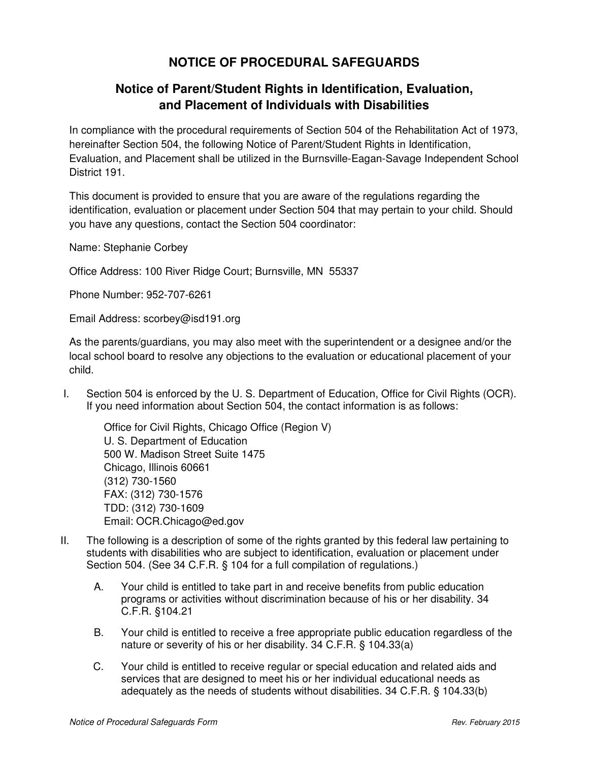# NOTICE OF PROCEDURAL SAFEGUARDS

## Notice of Parent/Student Rights in Identification, Evaluation, and Placement of Individuals with Disabilities

In compliance with the procedural requirements of Section 504 of the Rehabilitation Act of 1973, hereinafter Section 504, the following Notice of Parent/Student Rights in Identification, Evaluation, and Placement shall be utilized in the Burnsville-Eagan-Savage Independent School District 191.

This document is provided to ensure that you are aware of the regulations regarding the identification, evaluation or placement under Section 504 that may pertain to your child. Should you have any questions, contact the Section 504 coordinator:

Name: Stephanie Corbey

Office Address: 100 River Ridge Court; Burnsville, MN 55337

Phone Number: 952-707-6261

Email Address: scorbey@isd191.org

As the parents/guardians, you may also meet with the superintendent or a designee and/or the local school board to resolve any objections to the evaluation or educational placement of your child.

I. Section 504 is enforced by the U. S. Department of Education, Office for Civil Rights (OCR). If you need information about Section 504, the contact information is as follows:

   Office for Civil Rights, Chicago Office (Region V)
   U. S. Department of Education
   500 W. Madison Street Suite 1475
   Chicago, Illinois 60661
   (312) 730-1560
   FAX: (312) 730-1576
   TDD: (312) 730-1609
   Email: OCR.Chicago@ed.gov

II. The following is a description of some of the rights granted by this federal law pertaining to students with disabilities who are subject to identification, evaluation or placement under Section 504. (See 34 C.F.R. § 104 for a full compilation of regulations.)

   A. Your child is entitled to take part in and receive benefits from public education programs or activities without discrimination because of his or her disability. 34 C.F.R. §104.21

   B. Your child is entitled to receive a free appropriate public education regardless of the nature or severity of his or her disability. 34 C.F.R. § 104.33(a)

   C. Your child is entitled to receive regular or special education and related aids and services that are designed to meet his or her individual educational needs as adequately as the needs of students without disabilities. 34 C.F.R. § 104.33(b)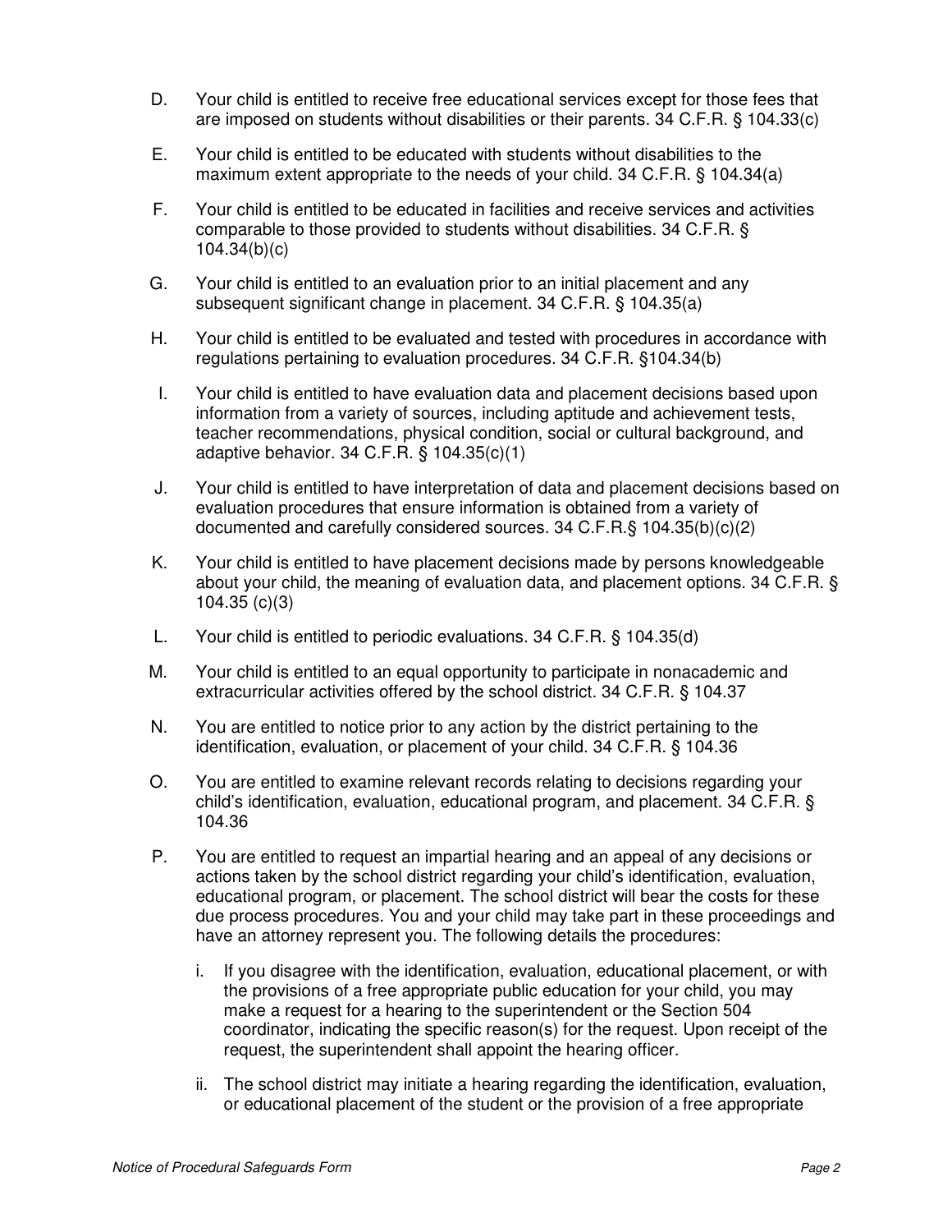D. Your child is entitled to receive free educational services except for those fees that are imposed on students without disabilities or their parents. 34 C.F.R. § 104.33(c)

E. Your child is entitled to be educated with students without disabilities to the maximum extent appropriate to the needs of your child. 34 C.F.R. § 104.34(a)

F. Your child is entitled to be educated in facilities and receive services and activities comparable to those provided to students without disabilities. 34 C.F.R. § 104.34(b)(c)

G. Your child is entitled to an evaluation prior to an initial placement and any subsequent significant change in placement. 34 C.F.R. § 104.35(a)

H. Your child is entitled to be evaluated and tested with procedures in accordance with regulations pertaining to evaluation procedures. 34 C.F.R. §104.34(b)

I. Your child is entitled to have evaluation data and placement decisions based upon information from a variety of sources, including aptitude and achievement tests, teacher recommendations, physical condition, social or cultural background, and adaptive behavior. 34 C.F.R. § 104.35(c)(1)

J. Your child is entitled to have interpretation of data and placement decisions based on evaluation procedures that ensure information is obtained from a variety of documented and carefully considered sources. 34 C.F.R.§ 104.35(b)(c)(2)

K. Your child is entitled to have placement decisions made by persons knowledgeable about your child, the meaning of evaluation data, and placement options. 34 C.F.R. § 104.35 (c)(3)

L. Your child is entitled to periodic evaluations. 34 C.F.R. § 104.35(d)

M. Your child is entitled to an equal opportunity to participate in nonacademic and extracurricular activities offered by the school district. 34 C.F.R. § 104.37

N. You are entitled to notice prior to any action by the district pertaining to the identification, evaluation, or placement of your child. 34 C.F.R. § 104.36

O. You are entitled to examine relevant records relating to decisions regarding your child's identification, evaluation, educational program, and placement. 34 C.F.R. § 104.36

P. You are entitled to request an impartial hearing and an appeal of any decisions or actions taken by the school district regarding your child's identification, evaluation, educational program, or placement. The school district will bear the costs for these due process procedures. You and your child may take part in these proceedings and have an attorney represent you. The following details the procedures:

   i. If you disagree with the identification, evaluation, educational placement, or with the provisions of a free appropriate public education for your child, you may make a request for a hearing to the superintendent or the Section 504 coordinator, indicating the specific reason(s) for the request. Upon receipt of the request, the superintendent shall appoint the hearing officer.

   ii. The school district may initiate a hearing regarding the identification, evaluation, or educational placement of the student or the provision of a free appropriate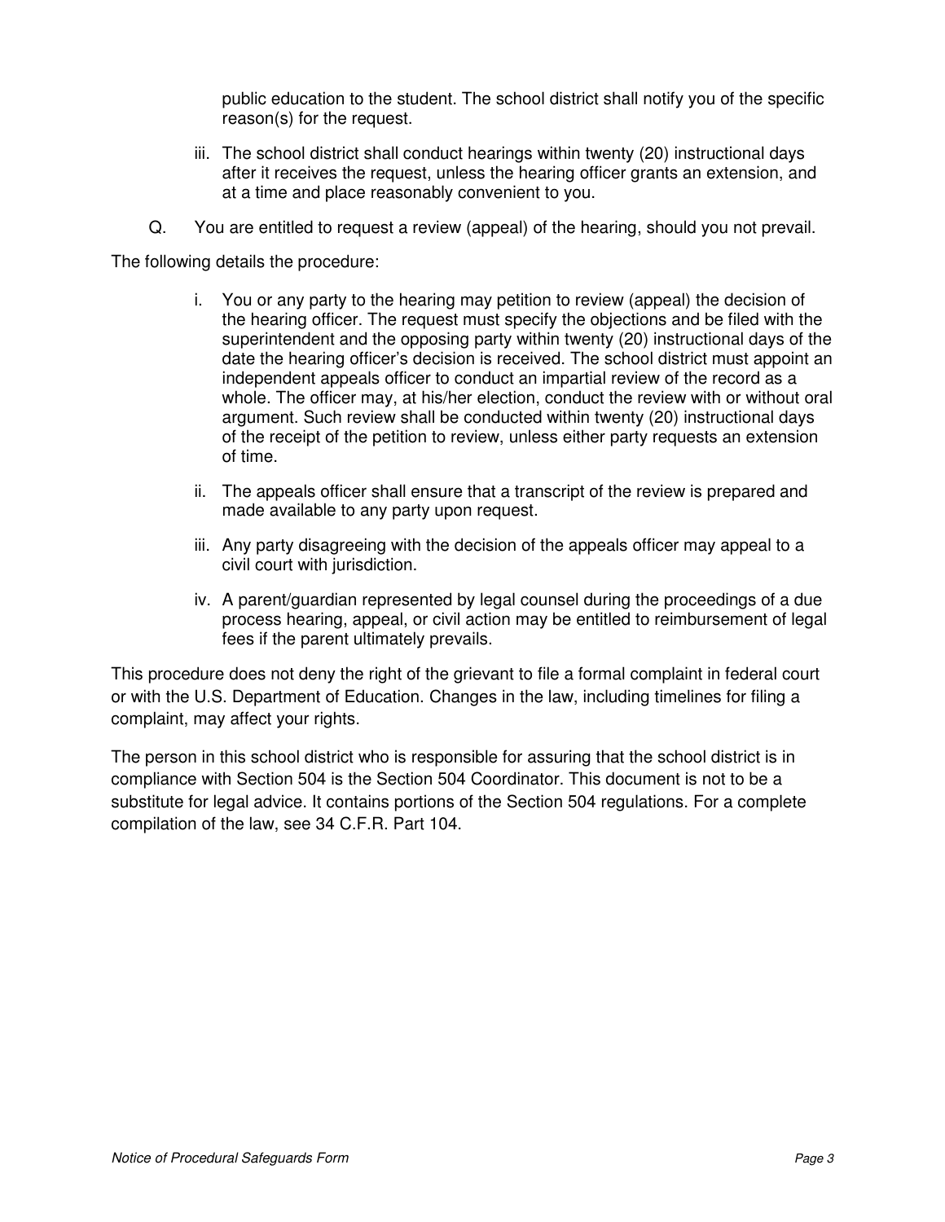public education to the student. The school district shall notify you of the specific reason(s) for the request.

iii. The school district shall conduct hearings within twenty (20) instructional days after it receives the request, unless the hearing officer grants an extension, and at a time and place reasonably convenient to you.

Q. You are entitled to request a review (appeal) of the hearing, should you not prevail.

The following details the procedure:

i. You or any party to the hearing may petition to review (appeal) the decision of the hearing officer. The request must specify the objections and be filed with the superintendent and the opposing party within twenty (20) instructional days of the date the hearing officer's decision is received. The school district must appoint an independent appeals officer to conduct an impartial review of the record as a whole. The officer may, at his/her election, conduct the review with or without oral argument. Such review shall be conducted within twenty (20) instructional days of the receipt of the petition to review, unless either party requests an extension of time.

ii. The appeals officer shall ensure that a transcript of the review is prepared and made available to any party upon request.

iii. Any party disagreeing with the decision of the appeals officer may appeal to a civil court with jurisdiction.

iv. A parent/guardian represented by legal counsel during the proceedings of a due process hearing, appeal, or civil action may be entitled to reimbursement of legal fees if the parent ultimately prevails.

This procedure does not deny the right of the grievant to file a formal complaint in federal court or with the U.S. Department of Education. Changes in the law, including timelines for filing a complaint, may affect your rights.

The person in this school district who is responsible for assuring that the school district is in compliance with Section 504 is the Section 504 Coordinator. This document is not to be a substitute for legal advice. It contains portions of the Section 504 regulations. For a complete compilation of the law, see 34 C.F.R. Part 104.